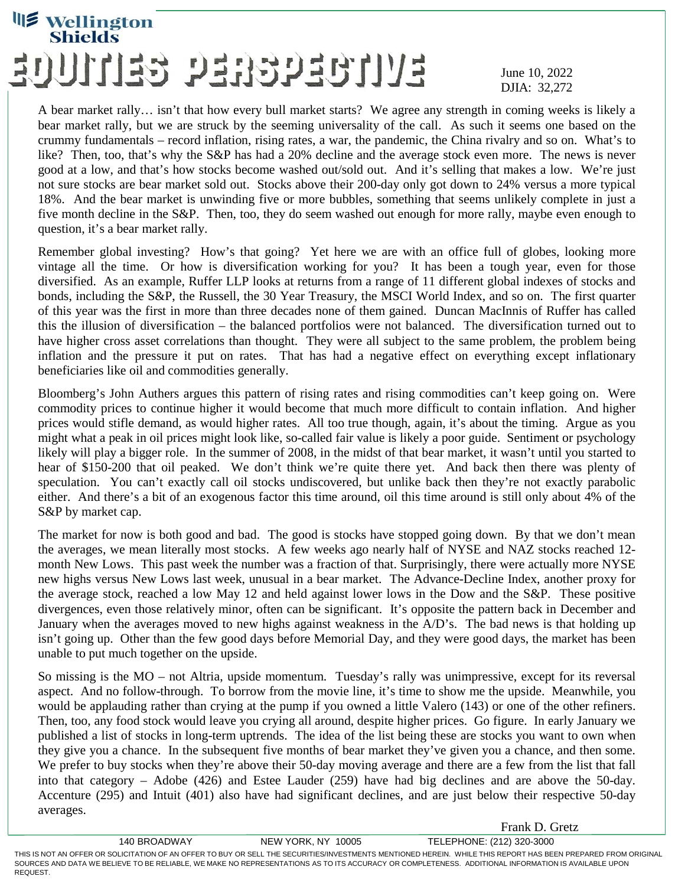# Wellington Shields

# EQUITIES PERSPECTIVE

June 10, 2022
DJIA: 32,272

A bear market rally… isn't that how every bull market starts? We agree any strength in coming weeks is likely a bear market rally, but we are struck by the seeming universality of the call. As such it seems one based on the crummy fundamentals – record inflation, rising rates, a war, the pandemic, the China rivalry and so on. What's to like? Then, too, that's why the S&P has had a 20% decline and the average stock even more. The news is never good at a low, and that's how stocks become washed out/sold out. And it's selling that makes a low. We're just not sure stocks are bear market sold out. Stocks above their 200-day only got down to 24% versus a more typical 18%. And the bear market is unwinding five or more bubbles, something that seems unlikely complete in just a five month decline in the S&P. Then, too, they do seem washed out enough for more rally, maybe even enough to question, it's a bear market rally.

Remember global investing? How's that going? Yet here we are with an office full of globes, looking more vintage all the time. Or how is diversification working for you? It has been a tough year, even for those diversified. As an example, Ruffer LLP looks at returns from a range of 11 different global indexes of stocks and bonds, including the S&P, the Russell, the 30 Year Treasury, the MSCI World Index, and so on. The first quarter of this year was the first in more than three decades none of them gained. Duncan MacInnis of Ruffer has called this the illusion of diversification – the balanced portfolios were not balanced. The diversification turned out to have higher cross asset correlations than thought. They were all subject to the same problem, the problem being inflation and the pressure it put on rates. That has had a negative effect on everything except inflationary beneficiaries like oil and commodities generally.

Bloomberg's John Authers argues this pattern of rising rates and rising commodities can't keep going on. Were commodity prices to continue higher it would become that much more difficult to contain inflation. And higher prices would stifle demand, as would higher rates. All too true though, again, it's about the timing. Argue as you might what a peak in oil prices might look like, so-called fair value is likely a poor guide. Sentiment or psychology likely will play a bigger role. In the summer of 2008, in the midst of that bear market, it wasn't until you started to hear of $150-200 that oil peaked. We don't think we're quite there yet. And back then there was plenty of speculation. You can't exactly call oil stocks undiscovered, but unlike back then they're not exactly parabolic either. And there's a bit of an exogenous factor this time around, oil this time around is still only about 4% of the S&P by market cap.

The market for now is both good and bad. The good is stocks have stopped going down. By that we don't mean the averages, we mean literally most stocks. A few weeks ago nearly half of NYSE and NAZ stocks reached 12-month New Lows. This past week the number was a fraction of that. Surprisingly, there were actually more NYSE new highs versus New Lows last week, unusual in a bear market. The Advance-Decline Index, another proxy for the average stock, reached a low May 12 and held against lower lows in the Dow and the S&P. These positive divergences, even those relatively minor, often can be significant. It's opposite the pattern back in December and January when the averages moved to new highs against weakness in the A/D's. The bad news is that holding up isn't going up. Other than the few good days before Memorial Day, and they were good days, the market has been unable to put much together on the upside.

So missing is the MO – not Altria, upside momentum. Tuesday's rally was unimpressive, except for its reversal aspect. And no follow-through. To borrow from the movie line, it's time to show me the upside. Meanwhile, you would be applauding rather than crying at the pump if you owned a little Valero (143) or one of the other refiners. Then, too, any food stock would leave you crying all around, despite higher prices. Go figure. In early January we published a list of stocks in long-term uptrends. The idea of the list being these are stocks you want to own when they give you a chance. In the subsequent five months of bear market they've given you a chance, and then some. We prefer to buy stocks when they're above their 50-day moving average and there are a few from the list that fall into that category – Adobe (426) and Estee Lauder (259) have had big declines and are above the 50-day. Accenture (295) and Intuit (401) also have had significant declines, and are just below their respective 50-day averages.

Frank D. Gretz

140 BROADWAY NEW YORK, NY 10005 TELEPHONE: (212) 320-3000

THIS IS NOT AN OFFER OR SOLICITATION OF AN OFFER TO BUY OR SELL THE SECURITIES/INVESTMENTS MENTIONED HEREIN. WHILE THIS REPORT HAS BEEN PREPARED FROM ORIGINAL SOURCES AND DATA WE BELIEVE TO BE RELIABLE, WE MAKE NO REPRESENTATIONS AS TO ITS ACCURACY OR COMPLETENESS. ADDITIONAL INFORMATION IS AVAILABLE UPON REQUEST.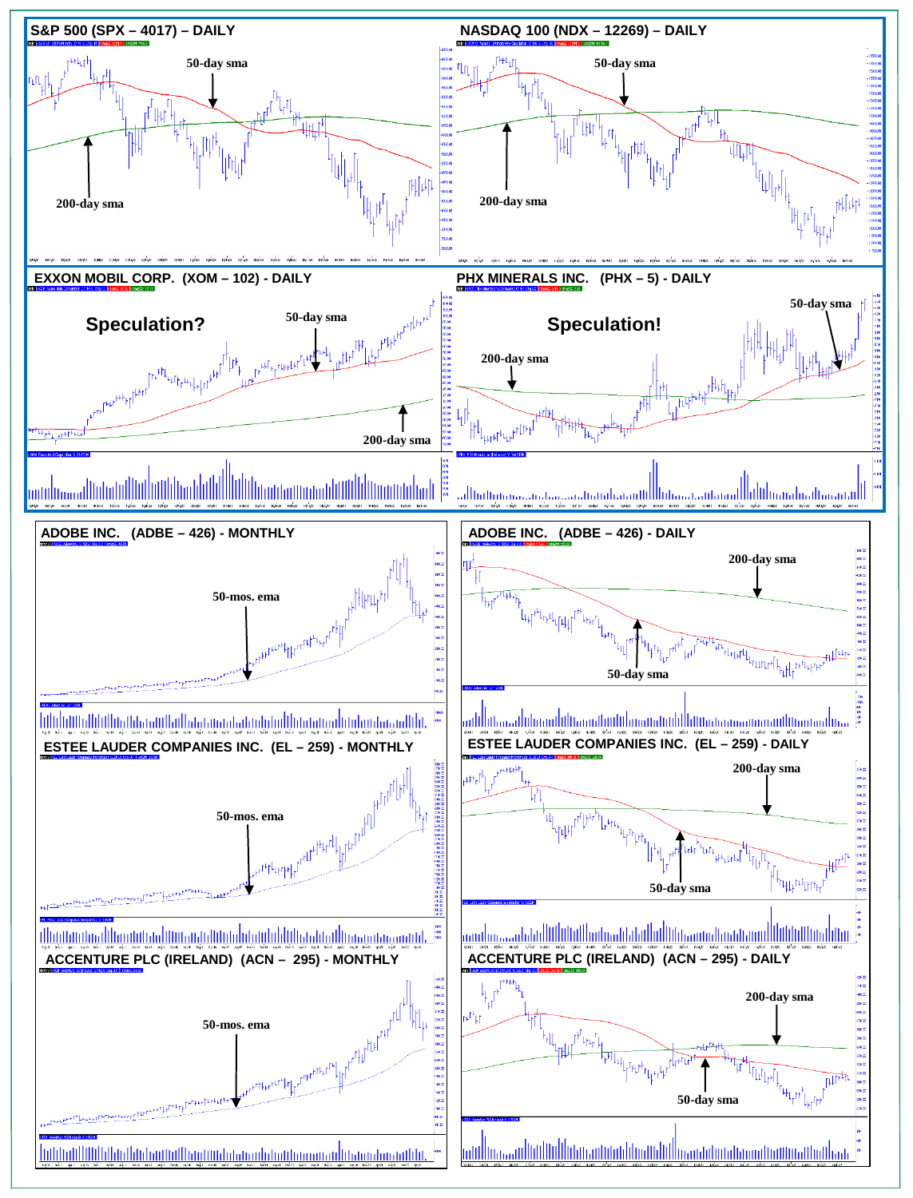S&P 500 (SPX – 4017) – DAILY

50-day sma

200-day sma

NASDAQ 100 (NDX – 12269) – DAILY

50-day sma

200-day sma

EXXON MOBIL CORP. (XOM – 102) - DAILY

Speculation?

50-day sma

200-day sma

PHX MINERALS INC. (PHX – 5) - DAILY

Speculation!

50-day sma

200-day sma

ADOBE INC. (ADBE – 426) - MONTHLY

50-mos. ema

ADOBE INC. (ADBE – 426) - DAILY

200-day sma

50-day sma

ESTEE LAUDER COMPANIES INC. (EL – 259) - MONTHLY

50-mos. ema

ESTEE LAUDER COMPANIES INC. (EL – 259) - DAILY

200-day sma

50-day sma

ACCENTURE PLC (IRELAND) (ACN – 295) - MONTHLY

50-mos. ema

ACCENTURE PLC (IRELAND) (ACN – 295) - DAILY

200-day sma

50-day sma